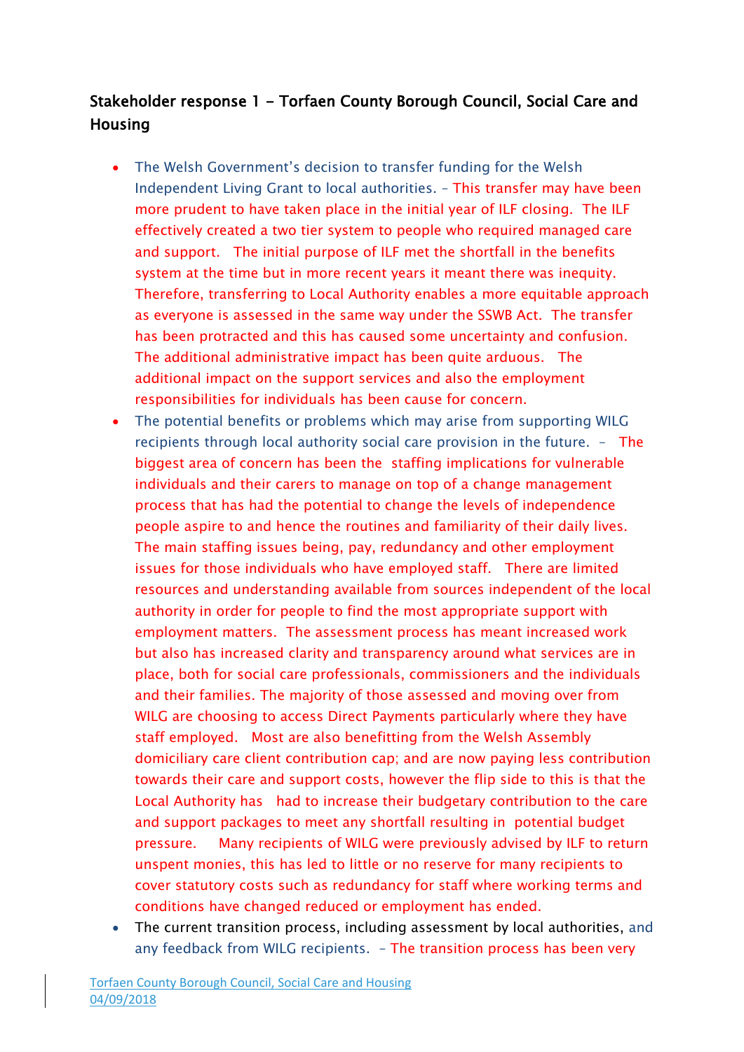## Stakeholder response 1 - Torfaen County Borough Council, Social Care and Housing

- The Welsh Government's decision to transfer funding for the Welsh Independent Living Grant to local authorities. – This transfer may have been more prudent to have taken place in the initial year of ILF closing. The ILF effectively created a two tier system to people who required managed care and support. The initial purpose of ILF met the shortfall in the benefits system at the time but in more recent years it meant there was inequity. Therefore, transferring to Local Authority enables a more equitable approach as everyone is assessed in the same way under the SSWB Act. The transfer has been protracted and this has caused some uncertainty and confusion. The additional administrative impact has been quite arduous. The additional impact on the support services and also the employment responsibilities for individuals has been cause for concern.
- The potential benefits or problems which may arise from supporting WILG recipients through local authority social care provision in the future. – The biggest area of concern has been the staffing implications for vulnerable individuals and their carers to manage on top of a change management process that has had the potential to change the levels of independence people aspire to and hence the routines and familiarity of their daily lives. The main staffing issues being, pay, redundancy and other employment issues for those individuals who have employed staff. There are limited resources and understanding available from sources independent of the local authority in order for people to find the most appropriate support with employment matters. The assessment process has meant increased work but also has increased clarity and transparency around what services are in place, both for social care professionals, commissioners and the individuals and their families. The majority of those assessed and moving over from WILG are choosing to access Direct Payments particularly where they have staff employed. Most are also benefitting from the Welsh Assembly domiciliary care client contribution cap; and are now paying less contribution towards their care and support costs, however the flip side to this is that the Local Authority has had to increase their budgetary contribution to the care and support packages to meet any shortfall resulting in potential budget pressure. Many recipients of WILG were previously advised by ILF to return unspent monies, this has led to little or no reserve for many recipients to cover statutory costs such as redundancy for staff where working terms and conditions have changed reduced or employment has ended.
- The current transition process, including assessment by local authorities, and any feedback from WILG recipients. – The transition process has been very

Torfaen County Borough Council, Social Care and Housing
04/09/2018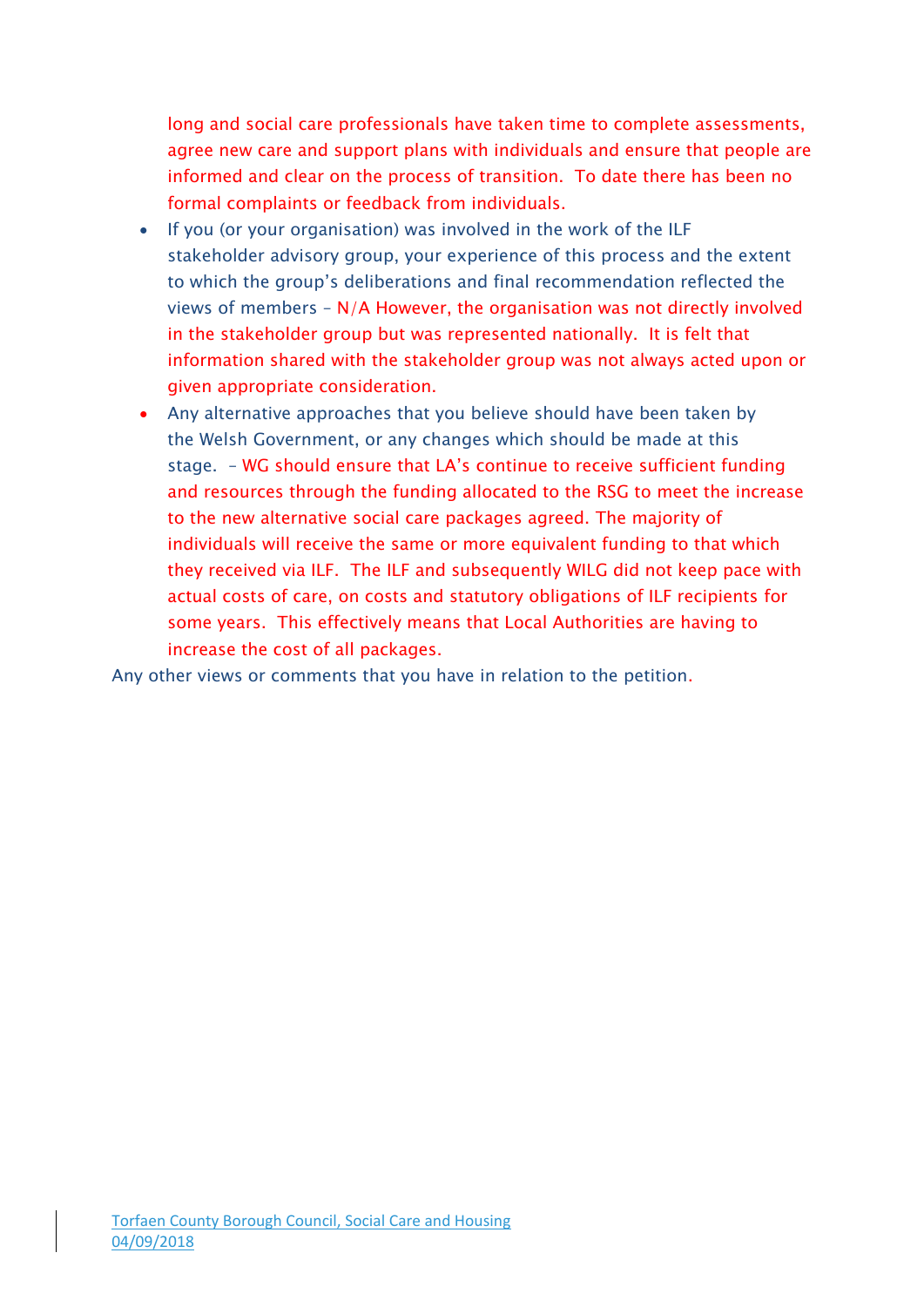long and social care professionals have taken time to complete assessments, agree new care and support plans with individuals and ensure that people are informed and clear on the process of transition. To date there has been no formal complaints or feedback from individuals.

- If you (or your organisation) was involved in the work of the ILF stakeholder advisory group, your experience of this process and the extent to which the group's deliberations and final recommendation reflected the views of members – N/A However, the organisation was not directly involved in the stakeholder group but was represented nationally. It is felt that information shared with the stakeholder group was not always acted upon or given appropriate consideration.
- Any alternative approaches that you believe should have been taken by the Welsh Government, or any changes which should be made at this stage. – WG should ensure that LA's continue to receive sufficient funding and resources through the funding allocated to the RSG to meet the increase to the new alternative social care packages agreed. The majority of individuals will receive the same or more equivalent funding to that which they received via ILF. The ILF and subsequently WILG did not keep pace with actual costs of care, on costs and statutory obligations of ILF recipients for some years. This effectively means that Local Authorities are having to increase the cost of all packages.

Any other views or comments that you have in relation to the petition.

Torfaen County Borough Council, Social Care and Housing
04/09/2018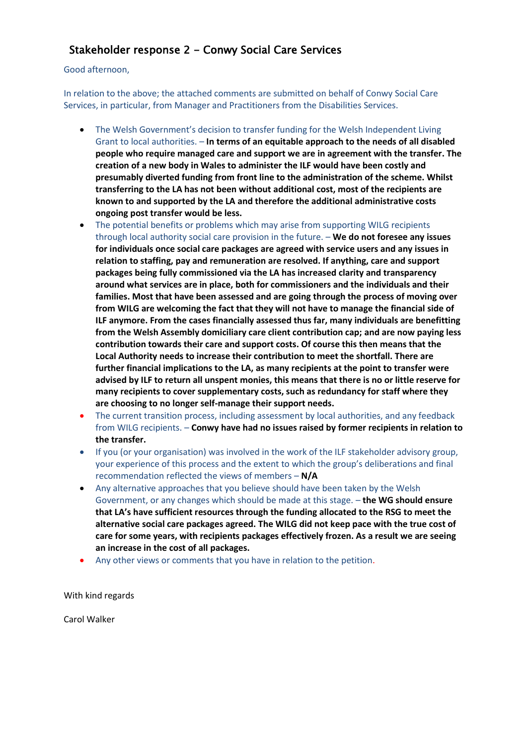## Stakeholder response 2 - Conwy Social Care Services

Good afternoon,

In relation to the above; the attached comments are submitted on behalf of Conwy Social Care Services, in particular, from Manager and Practitioners from the Disabilities Services.

- The Welsh Government's decision to transfer funding for the Welsh Independent Living Grant to local authorities. – **In terms of an equitable approach to the needs of all disabled people who require managed care and support we are in agreement with the transfer. The creation of a new body in Wales to administer the ILF would have been costly and presumably diverted funding from front line to the administration of the scheme. Whilst transferring to the LA has not been without additional cost, most of the recipients are known to and supported by the LA and therefore the additional administrative costs ongoing post transfer would be less.**
- The potential benefits or problems which may arise from supporting WILG recipients through local authority social care provision in the future. – **We do not foresee any issues for individuals once social care packages are agreed with service users and any issues in relation to staffing, pay and remuneration are resolved. If anything, care and support packages being fully commissioned via the LA has increased clarity and transparency around what services are in place, both for commissioners and the individuals and their families. Most that have been assessed and are going through the process of moving over from WILG are welcoming the fact that they will not have to manage the financial side of ILF anymore. From the cases financially assessed thus far, many individuals are benefitting from the Welsh Assembly domiciliary care client contribution cap; and are now paying less contribution towards their care and support costs. Of course this then means that the Local Authority needs to increase their contribution to meet the shortfall. There are further financial implications to the LA, as many recipients at the point to transfer were advised by ILF to return all unspent monies, this means that there is no or little reserve for many recipients to cover supplementary costs, such as redundancy for staff where they are choosing to no longer self-manage their support needs.**
- The current transition process, including assessment by local authorities, and any feedback from WILG recipients. – **Conwy have had no issues raised by former recipients in relation to the transfer.**
- If you (or your organisation) was involved in the work of the ILF stakeholder advisory group, your experience of this process and the extent to which the group's deliberations and final recommendation reflected the views of members – **N/A**
- Any alternative approaches that you believe should have been taken by the Welsh Government, or any changes which should be made at this stage. – **the WG should ensure that LA's have sufficient resources through the funding allocated to the RSG to meet the alternative social care packages agreed. The WILG did not keep pace with the true cost of care for some years, with recipients packages effectively frozen. As a result we are seeing an increase in the cost of all packages.**
- Any other views or comments that you have in relation to the petition.

With kind regards

Carol Walker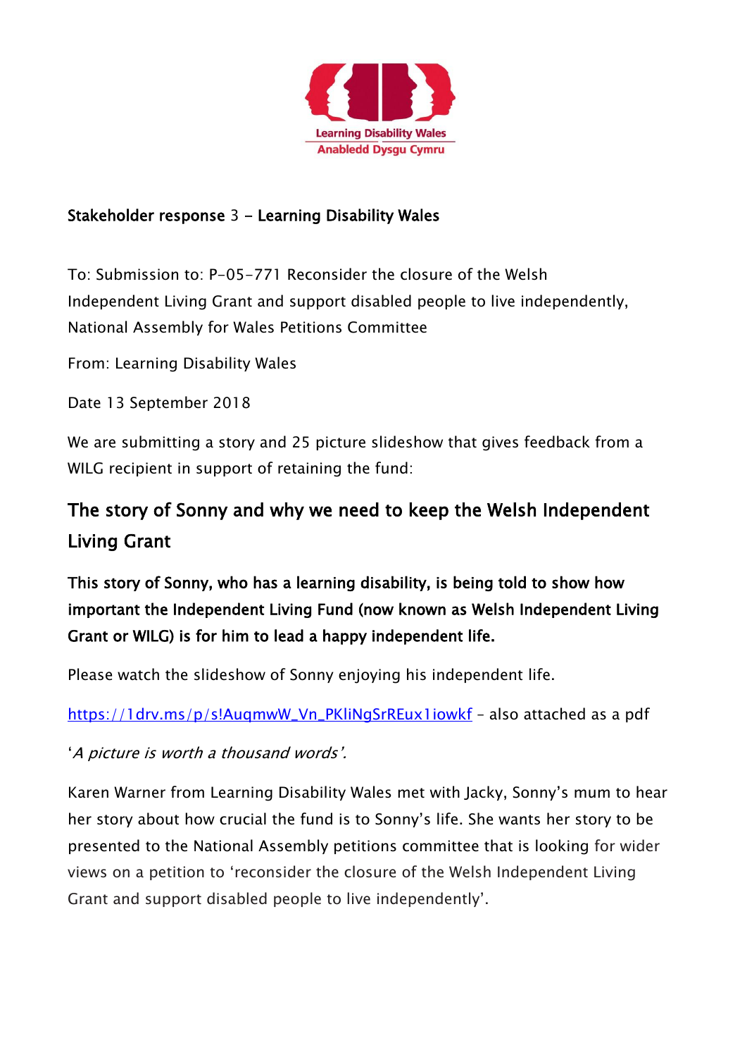Learning Disability Wales
Anabledd Dysgu Cymru

**Stakeholder response 3 - Learning Disability Wales**

To: Submission to: P-05-771 Reconsider the closure of the Welsh Independent Living Grant and support disabled people to live independently, National Assembly for Wales Petitions Committee

From: Learning Disability Wales

Date 13 September 2018

We are submitting a story and 25 picture slideshow that gives feedback from a WILG recipient in support of retaining the fund:

## The story of Sonny and why we need to keep the Welsh Independent Living Grant

**This story of Sonny, who has a learning disability, is being told to show how important the Independent Living Fund (now known as Welsh Independent Living Grant or WILG) is for him to lead a happy independent life.**

Please watch the slideshow of Sonny enjoying his independent life.

https://1drv.ms/p/s!AuqmwW_Vn_PKliNgSrREux1iowkf – also attached as a pdf

'*A picture is worth a thousand words'.*

Karen Warner from Learning Disability Wales met with Jacky, Sonny's mum to hear her story about how crucial the fund is to Sonny's life. She wants her story to be presented to the National Assembly petitions committee that is looking for wider views on a petition to 'reconsider the closure of the Welsh Independent Living Grant and support disabled people to live independently'.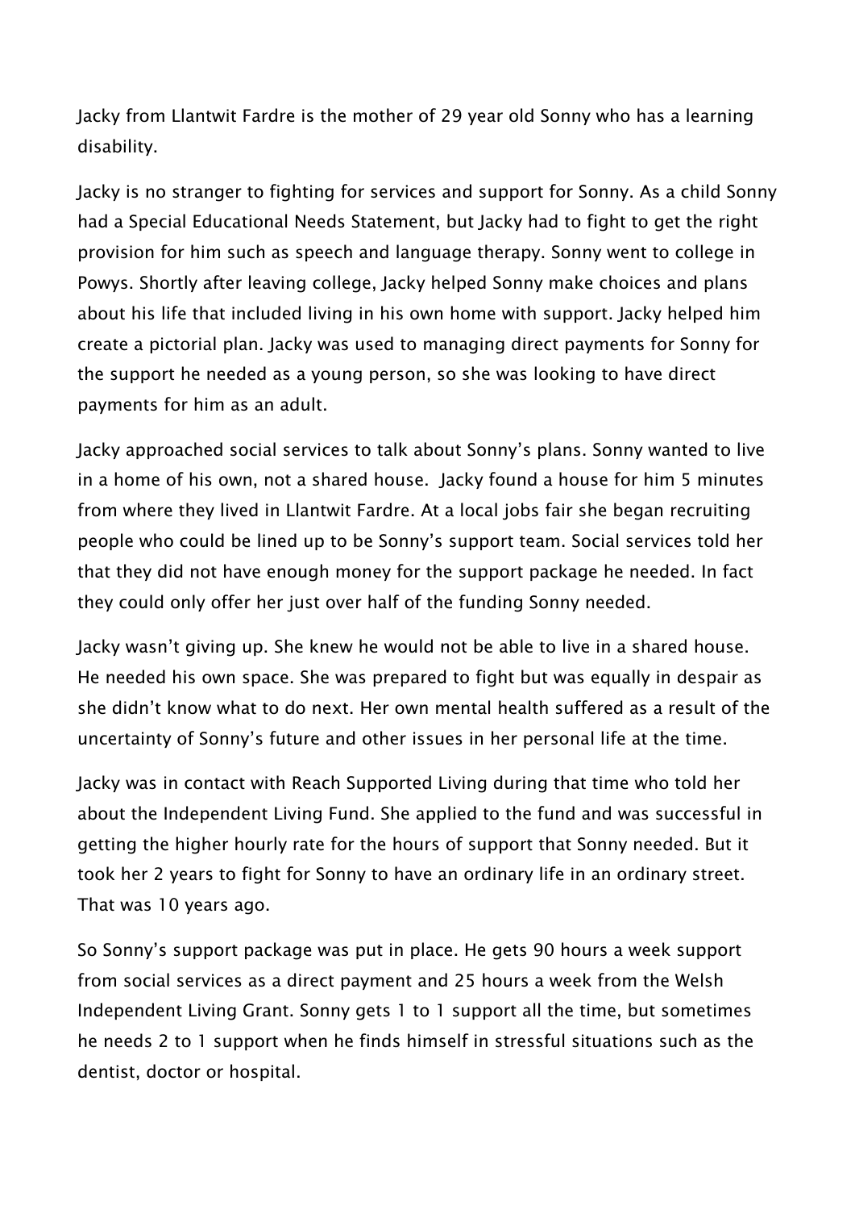Jacky from Llantwit Fardre is the mother of 29 year old Sonny who has a learning disability.

Jacky is no stranger to fighting for services and support for Sonny. As a child Sonny had a Special Educational Needs Statement, but Jacky had to fight to get the right provision for him such as speech and language therapy. Sonny went to college in Powys. Shortly after leaving college, Jacky helped Sonny make choices and plans about his life that included living in his own home with support. Jacky helped him create a pictorial plan. Jacky was used to managing direct payments for Sonny for the support he needed as a young person, so she was looking to have direct payments for him as an adult.

Jacky approached social services to talk about Sonny's plans. Sonny wanted to live in a home of his own, not a shared house. Jacky found a house for him 5 minutes from where they lived in Llantwit Fardre. At a local jobs fair she began recruiting people who could be lined up to be Sonny's support team. Social services told her that they did not have enough money for the support package he needed. In fact they could only offer her just over half of the funding Sonny needed.

Jacky wasn't giving up. She knew he would not be able to live in a shared house. He needed his own space. She was prepared to fight but was equally in despair as she didn't know what to do next. Her own mental health suffered as a result of the uncertainty of Sonny's future and other issues in her personal life at the time.

Jacky was in contact with Reach Supported Living during that time who told her about the Independent Living Fund. She applied to the fund and was successful in getting the higher hourly rate for the hours of support that Sonny needed. But it took her 2 years to fight for Sonny to have an ordinary life in an ordinary street. That was 10 years ago.

So Sonny's support package was put in place. He gets 90 hours a week support from social services as a direct payment and 25 hours a week from the Welsh Independent Living Grant. Sonny gets 1 to 1 support all the time, but sometimes he needs 2 to 1 support when he finds himself in stressful situations such as the dentist, doctor or hospital.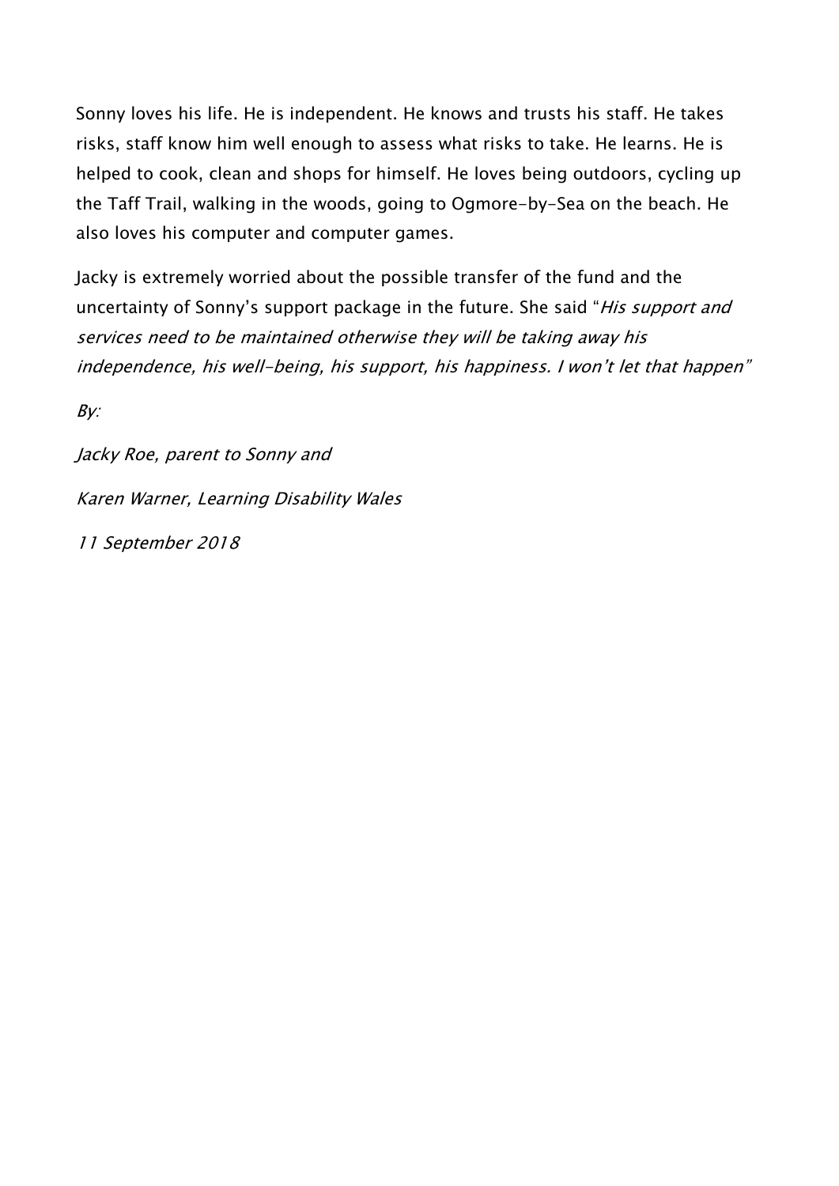Sonny loves his life. He is independent. He knows and trusts his staff. He takes risks, staff know him well enough to assess what risks to take. He learns. He is helped to cook, clean and shops for himself. He loves being outdoors, cycling up the Taff Trail, walking in the woods, going to Ogmore-by-Sea on the beach. He also loves his computer and computer games.

Jacky is extremely worried about the possible transfer of the fund and the uncertainty of Sonny's support package in the future. She said "*His support and services need to be maintained otherwise they will be taking away his independence, his well-being, his support, his happiness. I won't let that happen*"

*By:*

*Jacky Roe, parent to Sonny and*

*Karen Warner, Learning Disability Wales*

*11 September 2018*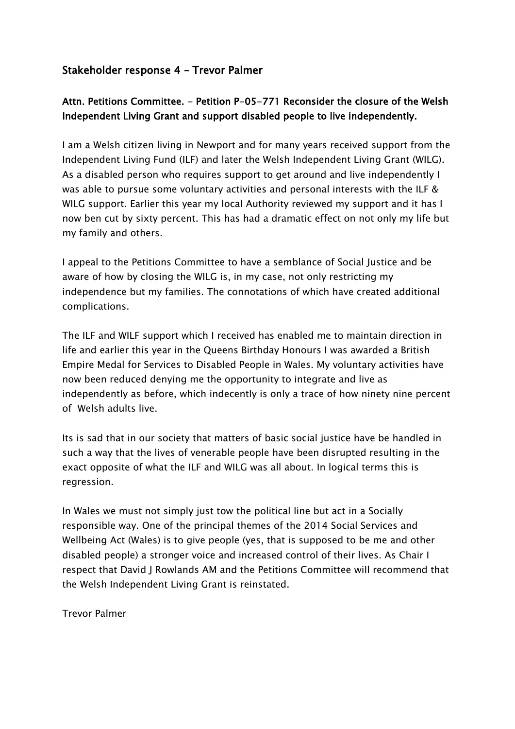## Stakeholder response 4 – Trevor Palmer

### Attn. Petitions Committee. - Petition P-05-771 Reconsider the closure of the Welsh Independent Living Grant and support disabled people to live independently.

I am a Welsh citizen living in Newport and for many years received support from the Independent Living Fund (ILF) and later the Welsh Independent Living Grant (WILG). As a disabled person who requires support to get around and live independently I was able to pursue some voluntary activities and personal interests with the ILF & WILG support. Earlier this year my local Authority reviewed my support and it has I now ben cut by sixty percent. This has had a dramatic effect on not only my life but my family and others.

I appeal to the Petitions Committee to have a semblance of Social Justice and be aware of how by closing the WILG is, in my case, not only restricting my independence but my families. The connotations of which have created additional complications.

The ILF and WILF support which I received has enabled me to maintain direction in life and earlier this year in the Queens Birthday Honours I was awarded a British Empire Medal for Services to Disabled People in Wales. My voluntary activities have now been reduced denying me the opportunity to integrate and live as independently as before, which indecently is only a trace of how ninety nine percent of Welsh adults live.

Its is sad that in our society that matters of basic social justice have be handled in such a way that the lives of venerable people have been disrupted resulting in the exact opposite of what the ILF and WILG was all about. In logical terms this is regression.

In Wales we must not simply just tow the political line but act in a Socially responsible way. One of the principal themes of the 2014 Social Services and Wellbeing Act (Wales) is to give people (yes, that is supposed to be me and other disabled people) a stronger voice and increased control of their lives. As Chair I respect that David J Rowlands AM and the Petitions Committee will recommend that the Welsh Independent Living Grant is reinstated.

Trevor Palmer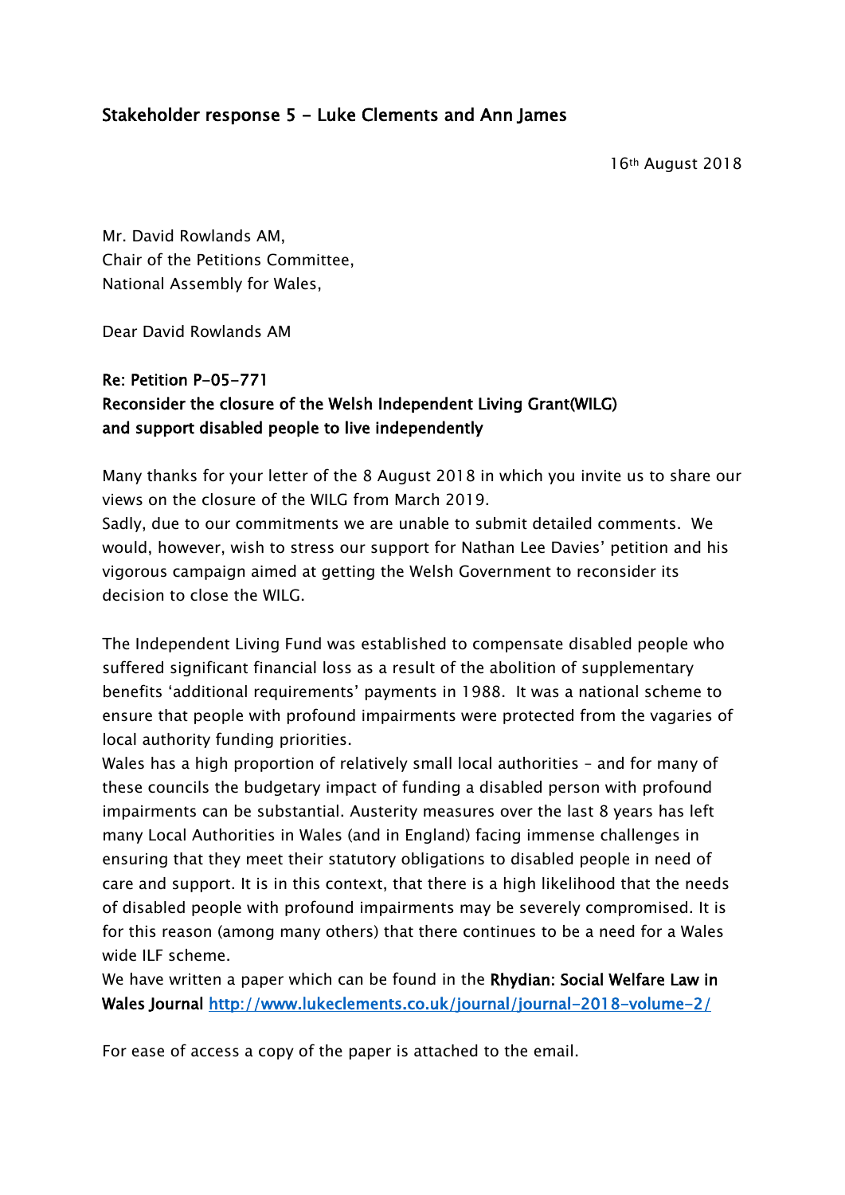## Stakeholder response 5 - Luke Clements and Ann James

16th August 2018

Mr. David Rowlands AM,
Chair of the Petitions Committee,
National Assembly for Wales,

Dear David Rowlands AM

**Re: Petition P-05-771**
**Reconsider the closure of the Welsh Independent Living Grant(WILG) and support disabled people to live independently**

Many thanks for your letter of the 8 August 2018 in which you invite us to share our views on the closure of the WILG from March 2019.
Sadly, due to our commitments we are unable to submit detailed comments. We would, however, wish to stress our support for Nathan Lee Davies' petition and his vigorous campaign aimed at getting the Welsh Government to reconsider its decision to close the WILG.

The Independent Living Fund was established to compensate disabled people who suffered significant financial loss as a result of the abolition of supplementary benefits 'additional requirements' payments in 1988. It was a national scheme to ensure that people with profound impairments were protected from the vagaries of local authority funding priorities.
Wales has a high proportion of relatively small local authorities – and for many of these councils the budgetary impact of funding a disabled person with profound impairments can be substantial. Austerity measures over the last 8 years has left many Local Authorities in Wales (and in England) facing immense challenges in ensuring that they meet their statutory obligations to disabled people in need of care and support. It is in this context, that there is a high likelihood that the needs of disabled people with profound impairments may be severely compromised. It is for this reason (among many others) that there continues to be a need for a Wales wide ILF scheme.
We have written a paper which can be found in the **Rhydian: Social Welfare Law in Wales Journal** http://www.lukeclements.co.uk/journal/journal-2018-volume-2/

For ease of access a copy of the paper is attached to the email.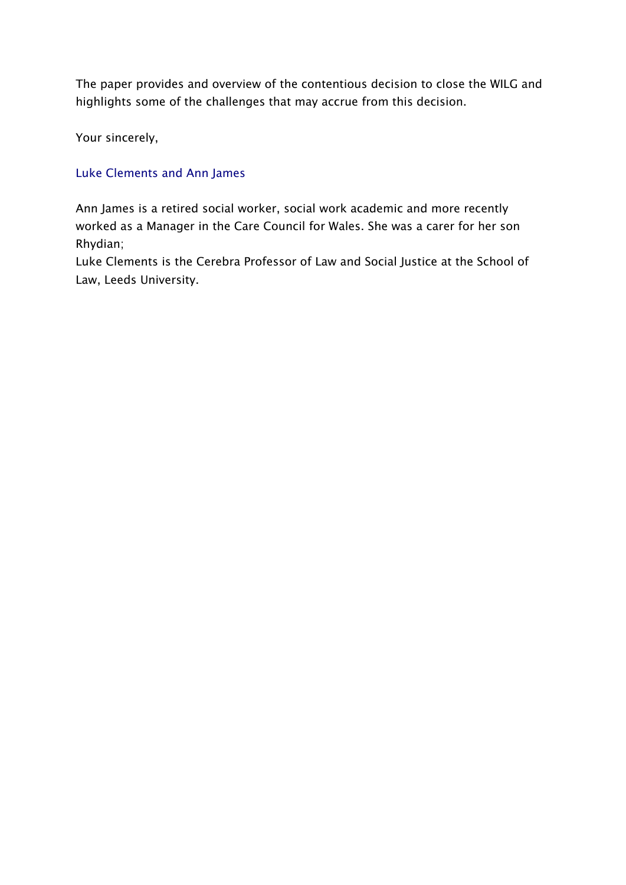The paper provides and overview of the contentious decision to close the WILG and highlights some of the challenges that may accrue from this decision.

Your sincerely,

Luke Clements and Ann James

Ann James is a retired social worker, social work academic and more recently worked as a Manager in the Care Council for Wales. She was a carer for her son Rhydian;
Luke Clements is the Cerebra Professor of Law and Social Justice at the School of Law, Leeds University.